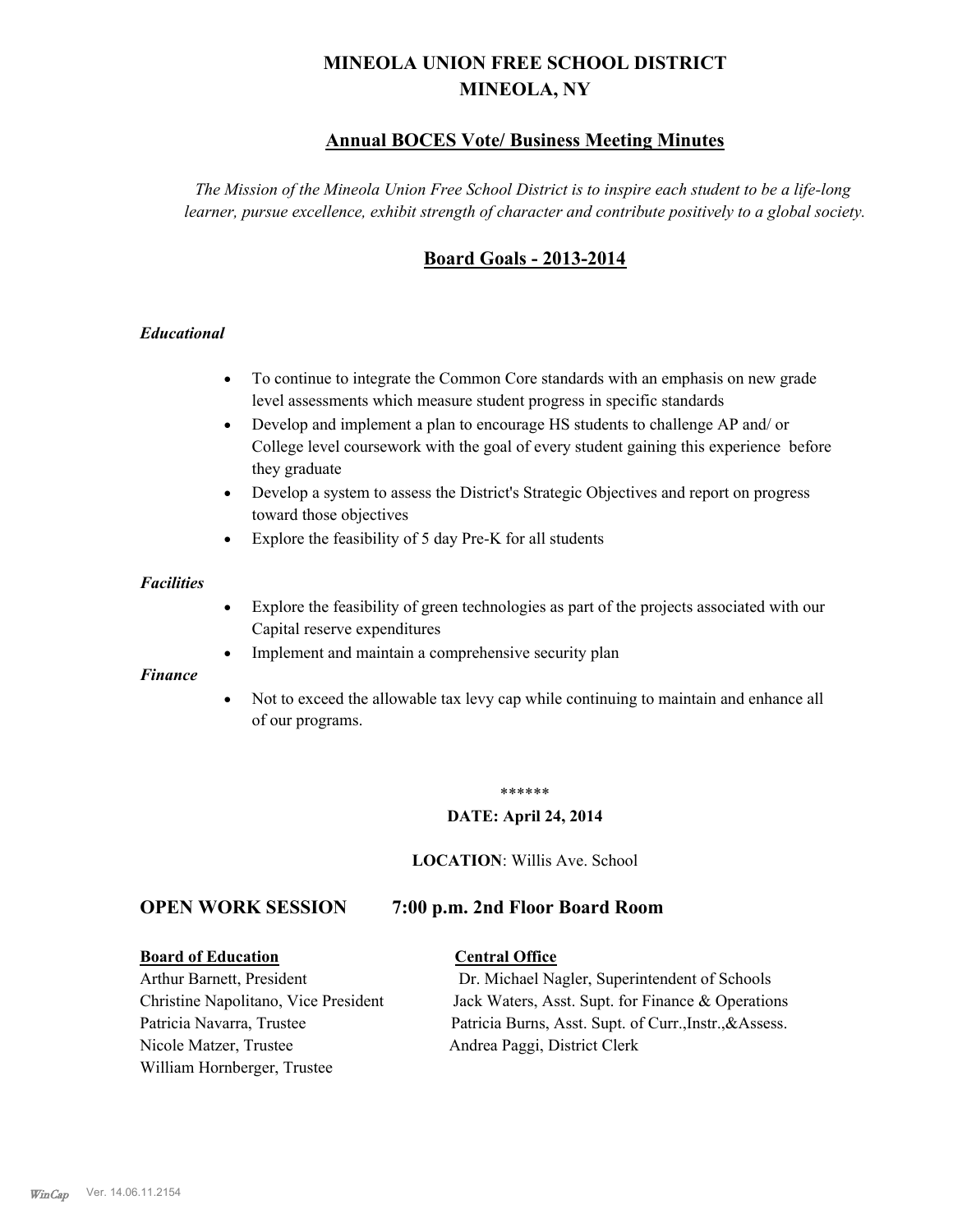# MINEOLA UNION FREE SCHOOL DISTRICT
# MINEOLA, NY

## Annual BOCES Vote/ Business Meeting Minutes

*The Mission of the Mineola Union Free School District is to inspire each student to be a life-long learner, pursue excellence, exhibit strength of character and contribute positively to a global society.*

## Board Goals - 2013-2014

### *Educational*

- To continue to integrate the Common Core standards with an emphasis on new grade level assessments which measure student progress in specific standards
- Develop and implement a plan to encourage HS students to challenge AP and/ or College level coursework with the goal of every student gaining this experience before they graduate
- Develop a system to assess the District's Strategic Objectives and report on progress toward those objectives
- Explore the feasibility of 5 day Pre-K for all students

### *Facilities*

- Explore the feasibility of green technologies as part of the projects associated with our Capital reserve expenditures
- Implement and maintain a comprehensive security plan

### *Finance*

- Not to exceed the allowable tax levy cap while continuing to maintain and enhance all of our programs.

******

**DATE: April 24, 2014**

**LOCATION**: Willis Ave. School

## OPEN WORK SESSION 7:00 p.m. 2nd Floor Board Room

**Board of Education**

Arthur Barnett, President
Christine Napolitano, Vice President
Patricia Navarra, Trustee
Nicole Matzer, Trustee
William Hornberger, Trustee

**Central Office**

Dr. Michael Nagler, Superintendent of Schools
Jack Waters, Asst. Supt. for Finance & Operations
Patricia Burns, Asst. Supt. of Curr.,Instr.,&Assess.
Andrea Paggi, District Clerk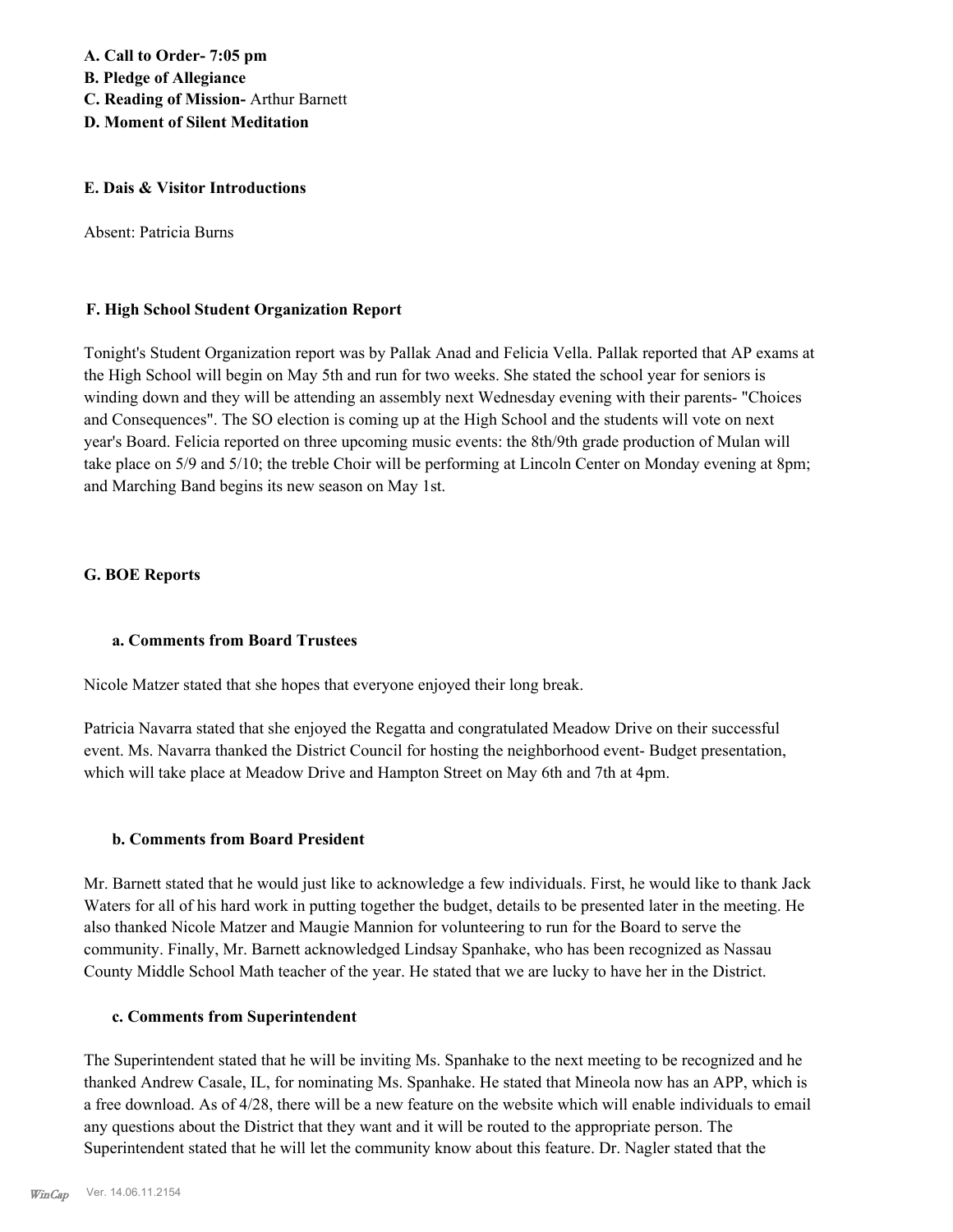**A. Call to Order- 7:05 pm**
**B. Pledge of Allegiance**
**C. Reading of Mission-** Arthur Barnett
**D. Moment of Silent Meditation**

**E. Dais & Visitor Introductions**

Absent: Patricia Burns

**F. High School Student Organization Report**

Tonight's Student Organization report was by Pallak Anad and Felicia Vella. Pallak reported that AP exams at the High School will begin on May 5th and run for two weeks. She stated the school year for seniors is winding down and they will be attending an assembly next Wednesday evening with their parents- "Choices and Consequences". The SO election is coming up at the High School and the students will vote on next year's Board. Felicia reported on three upcoming music events: the 8th/9th grade production of Mulan will take place on 5/9 and 5/10; the treble Choir will be performing at Lincoln Center on Monday evening at 8pm; and Marching Band begins its new season on May 1st.

**G. BOE Reports**

**a. Comments from Board Trustees**

Nicole Matzer stated that she hopes that everyone enjoyed their long break.

Patricia Navarra stated that she enjoyed the Regatta and congratulated Meadow Drive on their successful event. Ms. Navarra thanked the District Council for hosting the neighborhood event- Budget presentation, which will take place at Meadow Drive and Hampton Street on May 6th and 7th at 4pm.

**b. Comments from Board President**

Mr. Barnett stated that he would just like to acknowledge a few individuals. First, he would like to thank Jack Waters for all of his hard work in putting together the budget, details to be presented later in the meeting. He also thanked Nicole Matzer and Maugie Mannion for volunteering to run for the Board to serve the community. Finally, Mr. Barnett acknowledged Lindsay Spanhake, who has been recognized as Nassau County Middle School Math teacher of the year. He stated that we are lucky to have her in the District.

**c. Comments from Superintendent**

The Superintendent stated that he will be inviting Ms. Spanhake to the next meeting to be recognized and he thanked Andrew Casale, IL, for nominating Ms. Spanhake. He stated that Mineola now has an APP, which is a free download. As of 4/28, there will be a new feature on the website which will enable individuals to email any questions about the District that they want and it will be routed to the appropriate person. The Superintendent stated that he will let the community know about this feature. Dr. Nagler stated that the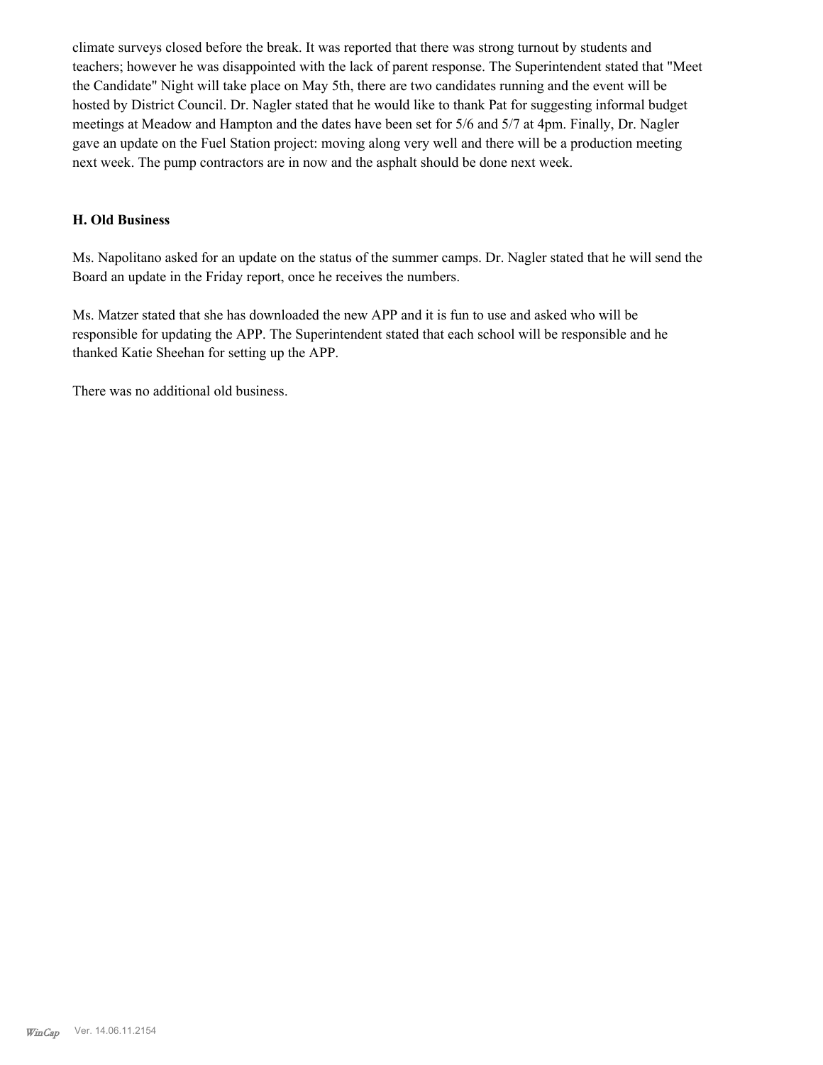climate surveys closed before the break. It was reported that there was strong turnout by students and teachers; however he was disappointed with the lack of parent response. The Superintendent stated that "Meet the Candidate" Night will take place on May 5th, there are two candidates running and the event will be hosted by District Council. Dr. Nagler stated that he would like to thank Pat for suggesting informal budget meetings at Meadow and Hampton and the dates have been set for 5/6 and 5/7 at 4pm. Finally, Dr. Nagler gave an update on the Fuel Station project: moving along very well and there will be a production meeting next week. The pump contractors are in now and the asphalt should be done next week.

### H. Old Business

Ms. Napolitano asked for an update on the status of the summer camps. Dr. Nagler stated that he will send the Board an update in the Friday report, once he receives the numbers.

Ms. Matzer stated that she has downloaded the new APP and it is fun to use and asked who will be responsible for updating the APP. The Superintendent stated that each school will be responsible and he thanked Katie Sheehan for setting up the APP.

There was no additional old business.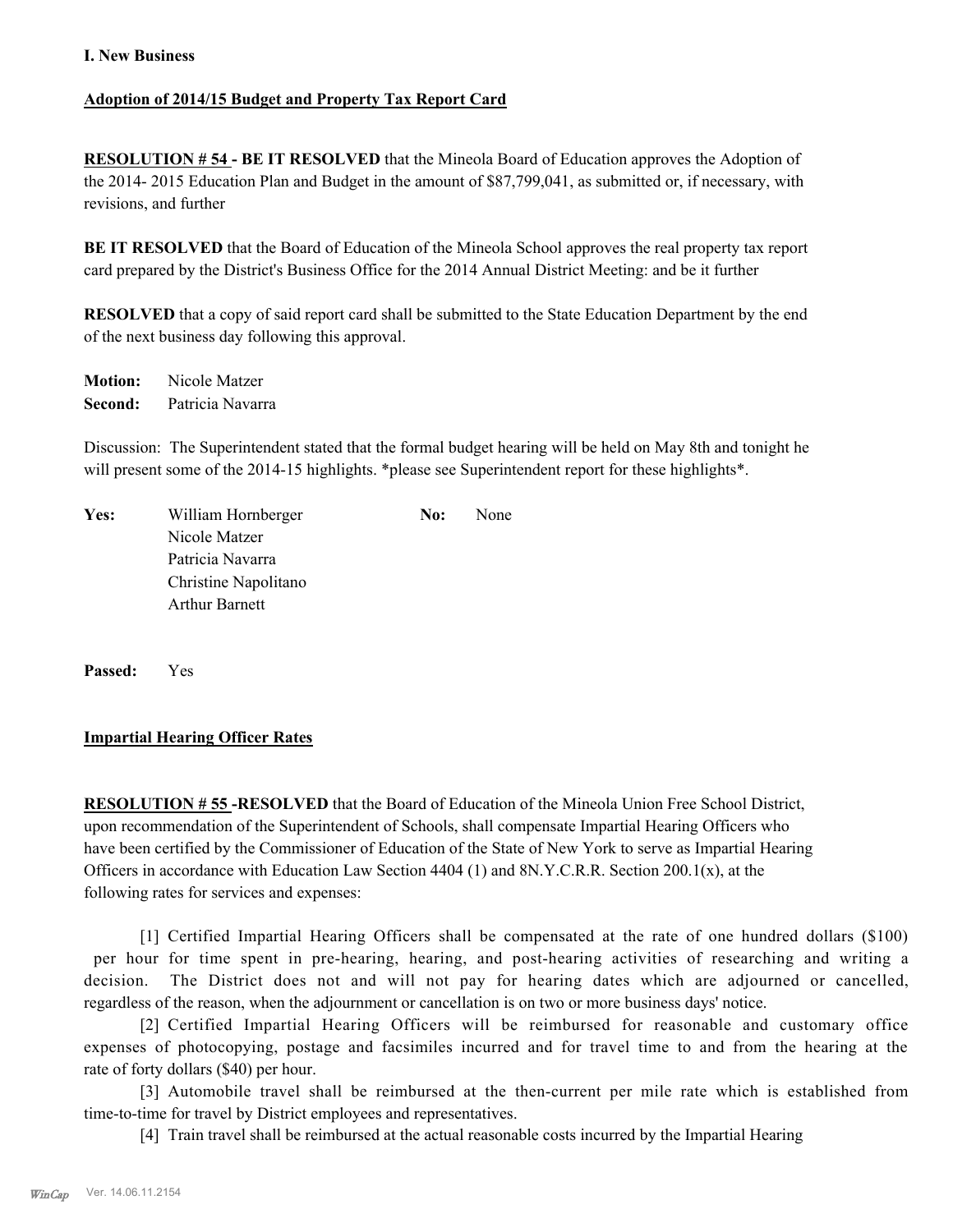**I. New Business**

**Adoption of 2014/15 Budget and Property Tax Report Card**

**RESOLUTION # 54 - BE IT RESOLVED** that the Mineola Board of Education approves the Adoption of the 2014- 2015 Education Plan and Budget in the amount of $87,799,041, as submitted or, if necessary, with revisions, and further

**BE IT RESOLVED** that the Board of Education of the Mineola School approves the real property tax report card prepared by the District's Business Office for the 2014 Annual District Meeting: and be it further

**RESOLVED** that a copy of said report card shall be submitted to the State Education Department by the end of the next business day following this approval.

**Motion:** Nicole Matzer
**Second:** Patricia Navarra

Discussion: The Superintendent stated that the formal budget hearing will be held on May 8th and tonight he will present some of the 2014-15 highlights. *please see Superintendent report for these highlights*.

| **Yes:** | | **No:** | |
|---|---|---|---|
| | William Hornberger | | None |
| | Nicole Matzer | | |
| | Patricia Navarra | | |
| | Christine Napolitano | | |
| | Arthur Barnett | | |

**Passed:** Yes

**Impartial Hearing Officer Rates**

**RESOLUTION # 55 -RESOLVED** that the Board of Education of the Mineola Union Free School District, upon recommendation of the Superintendent of Schools, shall compensate Impartial Hearing Officers who have been certified by the Commissioner of Education of the State of New York to serve as Impartial Hearing Officers in accordance with Education Law Section 4404 (1) and 8N.Y.C.R.R. Section 200.1(x), at the following rates for services and expenses:

[1] Certified Impartial Hearing Officers shall be compensated at the rate of one hundred dollars ($100) per hour for time spent in pre-hearing, hearing, and post-hearing activities of researching and writing a decision. The District does not and will not pay for hearing dates which are adjourned or cancelled, regardless of the reason, when the adjournment or cancellation is on two or more business days' notice.

[2] Certified Impartial Hearing Officers will be reimbursed for reasonable and customary office expenses of photocopying, postage and facsimiles incurred and for travel time to and from the hearing at the rate of forty dollars ($40) per hour.

[3] Automobile travel shall be reimbursed at the then-current per mile rate which is established from time-to-time for travel by District employees and representatives.

[4] Train travel shall be reimbursed at the actual reasonable costs incurred by the Impartial Hearing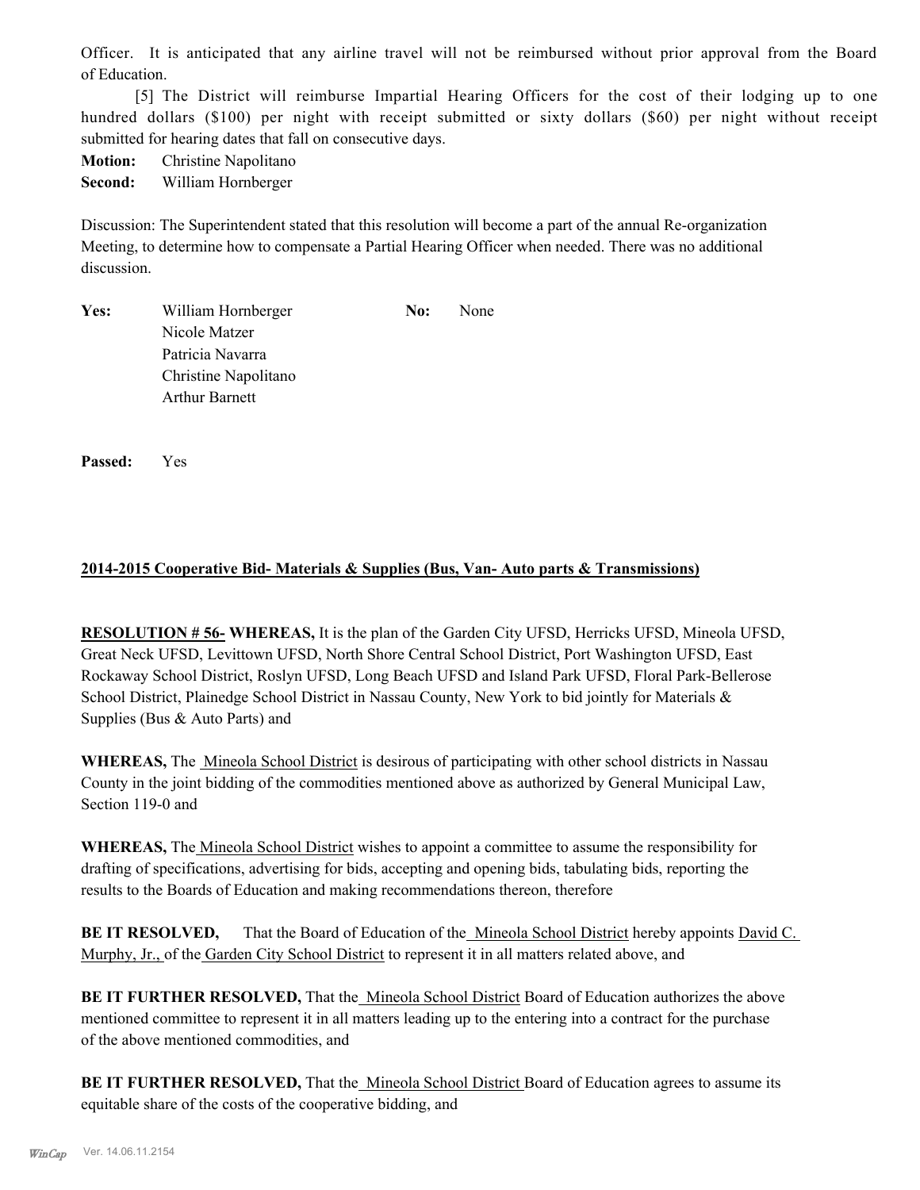Officer. It is anticipated that any airline travel will not be reimbursed without prior approval from the Board of Education.

[5] The District will reimburse Impartial Hearing Officers for the cost of their lodging up to one hundred dollars ($100) per night with receipt submitted or sixty dollars ($60) per night without receipt submitted for hearing dates that fall on consecutive days.

**Motion:** Christine Napolitano
**Second:** William Hornberger

Discussion: The Superintendent stated that this resolution will become a part of the annual Re-organization Meeting, to determine how to compensate a Partial Hearing Officer when needed. There was no additional discussion.

**Yes:** William Hornberger
Nicole Matzer
Patricia Navarra
Christine Napolitano
Arthur Barnett

**No:** None

**Passed:** Yes

**2014-2015 Cooperative Bid- Materials & Supplies (Bus, Van- Auto parts & Transmissions)**

**RESOLUTION # 56- WHEREAS,** It is the plan of the Garden City UFSD, Herricks UFSD, Mineola UFSD, Great Neck UFSD, Levittown UFSD, North Shore Central School District, Port Washington UFSD, East Rockaway School District, Roslyn UFSD, Long Beach UFSD and Island Park UFSD, Floral Park-Bellerose School District, Plainedge School District in Nassau County, New York to bid jointly for Materials & Supplies (Bus & Auto Parts) and

**WHEREAS,** The Mineola School District is desirous of participating with other school districts in Nassau County in the joint bidding of the commodities mentioned above as authorized by General Municipal Law, Section 119-0 and

**WHEREAS,** The Mineola School District wishes to appoint a committee to assume the responsibility for drafting of specifications, advertising for bids, accepting and opening bids, tabulating bids, reporting the results to the Boards of Education and making recommendations thereon, therefore

**BE IT RESOLVED,** That the Board of Education of the Mineola School District hereby appoints David C. Murphy, Jr., of the Garden City School District to represent it in all matters related above, and

**BE IT FURTHER RESOLVED,** That the Mineola School District Board of Education authorizes the above mentioned committee to represent it in all matters leading up to the entering into a contract for the purchase of the above mentioned commodities, and

**BE IT FURTHER RESOLVED,** That the Mineola School District Board of Education agrees to assume its equitable share of the costs of the cooperative bidding, and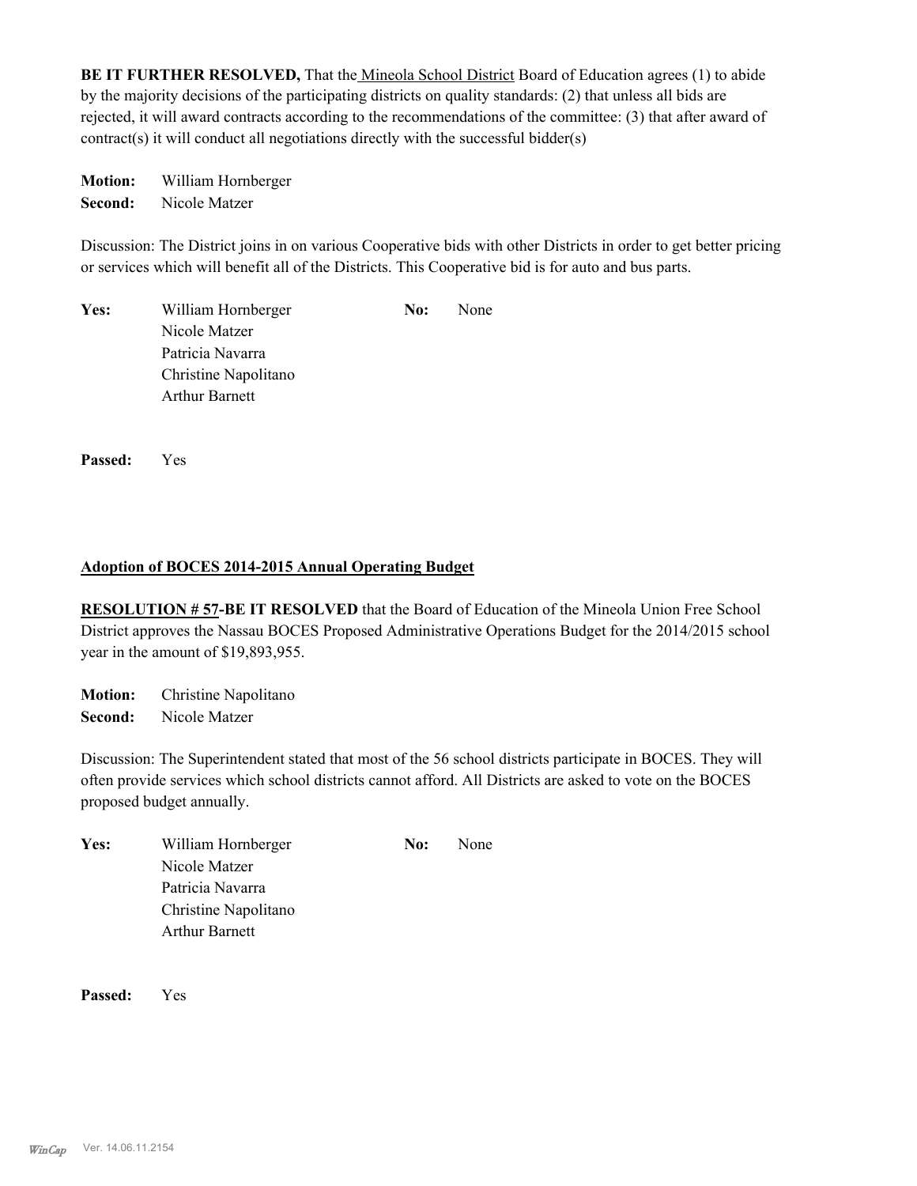**BE IT FURTHER RESOLVED,** That the Mineola School District Board of Education agrees (1) to abide by the majority decisions of the participating districts on quality standards: (2) that unless all bids are rejected, it will award contracts according to the recommendations of the committee: (3) that after award of contract(s) it will conduct all negotiations directly with the successful bidder(s)

**Motion:** William Hornberger
**Second:** Nicole Matzer

Discussion: The District joins in on various Cooperative bids with other Districts in order to get better pricing or services which will benefit all of the Districts. This Cooperative bid is for auto and bus parts.

**Yes:** William Hornberger
Nicole Matzer
Patricia Navarra
Christine Napolitano
Arthur Barnett

**No:** None

**Passed:** Yes

**Adoption of BOCES 2014-2015 Annual Operating Budget**

**RESOLUTION # 57-BE IT RESOLVED** that the Board of Education of the Mineola Union Free School District approves the Nassau BOCES Proposed Administrative Operations Budget for the 2014/2015 school year in the amount of $19,893,955.

**Motion:** Christine Napolitano
**Second:** Nicole Matzer

Discussion: The Superintendent stated that most of the 56 school districts participate in BOCES. They will often provide services which school districts cannot afford. All Districts are asked to vote on the BOCES proposed budget annually.

**Yes:** William Hornberger
Nicole Matzer
Patricia Navarra
Christine Napolitano
Arthur Barnett

**No:** None

**Passed:** Yes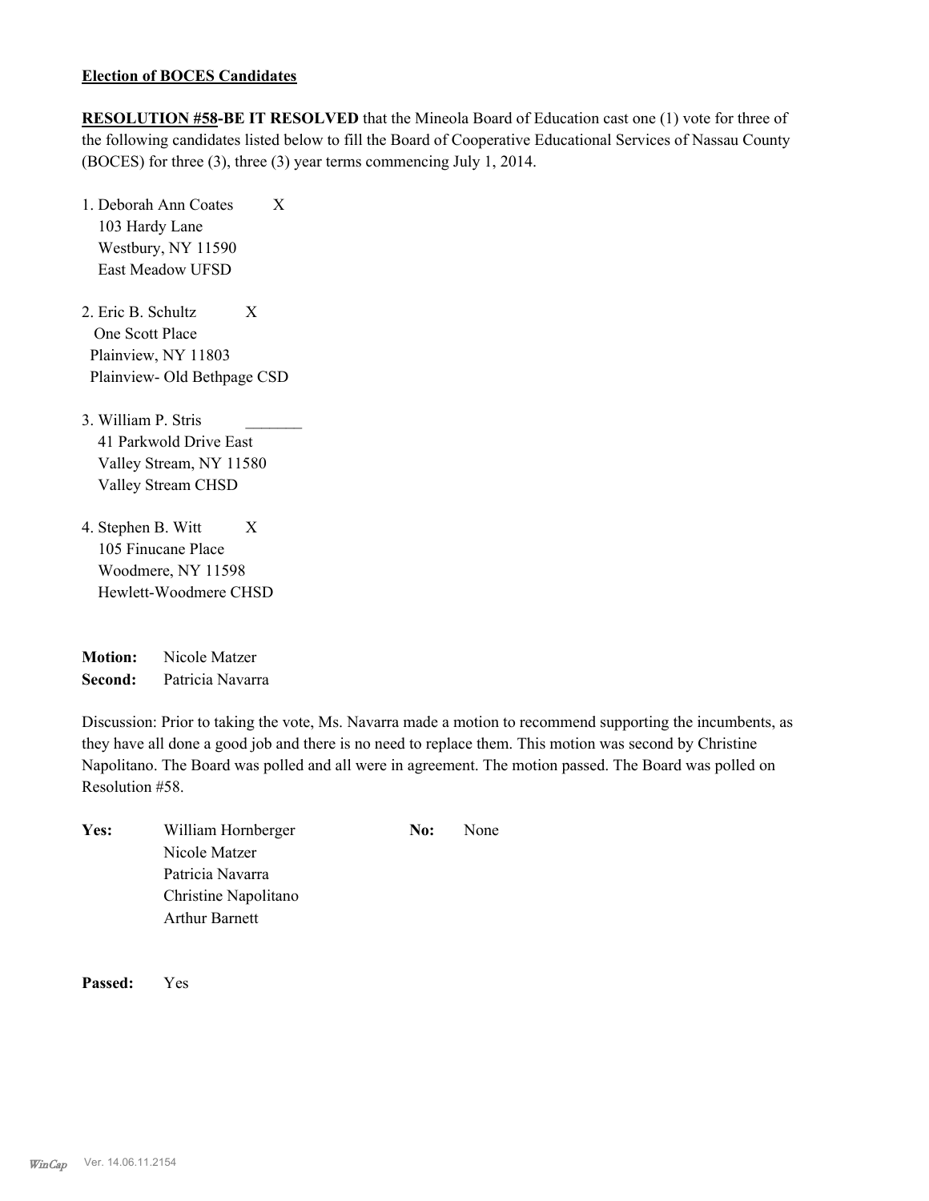**Election of BOCES Candidates**

**RESOLUTION #58-BE IT RESOLVED** that the Mineola Board of Education cast one (1) vote for three of the following candidates listed below to fill the Board of Cooperative Educational Services of Nassau County (BOCES) for three (3), three (3) year terms commencing July 1, 2014.

1. Deborah Ann Coates X
   103 Hardy Lane
   Westbury, NY 11590
   East Meadow UFSD

2. Eric B. Schultz X
   One Scott Place
   Plainview, NY 11803
   Plainview- Old Bethpage CSD

3. William P. Stris _______
   41 Parkwold Drive East
   Valley Stream, NY 11580
   Valley Stream CHSD

4. Stephen B. Witt X
   105 Finucane Place
   Woodmere, NY 11598
   Hewlett-Woodmere CHSD

**Motion:** Nicole Matzer
**Second:** Patricia Navarra

Discussion: Prior to taking the vote, Ms. Navarra made a motion to recommend supporting the incumbents, as they have all done a good job and there is no need to replace them. This motion was second by Christine Napolitano. The Board was polled and all were in agreement. The motion passed. The Board was polled on Resolution #58.

| **Yes:** | William Hornberger | **No:** | None |
|---|---|---|---|
| | Nicole Matzer | | |
| | Patricia Navarra | | |
| | Christine Napolitano | | |
| | Arthur Barnett | | |

**Passed:** Yes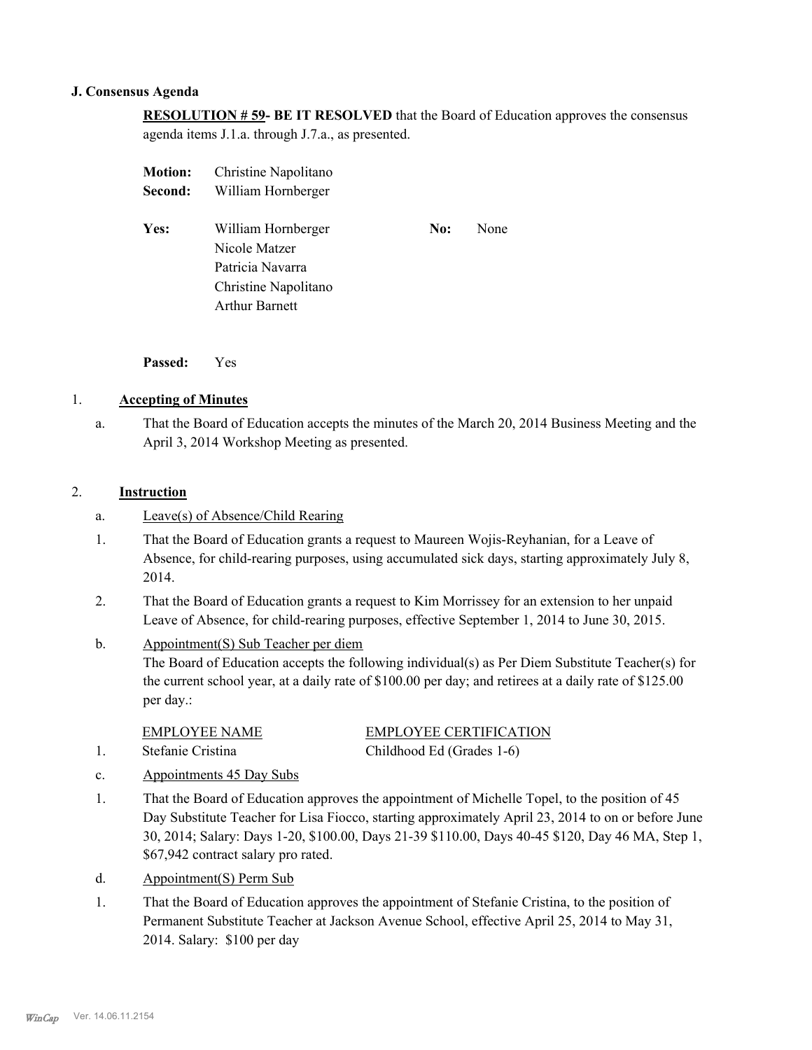**J. Consensus Agenda**

**RESOLUTION # 59- BE IT RESOLVED** that the Board of Education approves the consensus agenda items J.1.a. through J.7.a., as presented.

| | | | |
|---|---|---|---|
| **Motion:** | Christine Napolitano | | |
| **Second:** | William Hornberger | | |
| **Yes:** | William Hornberger | **No:** | None |
| | Nicole Matzer | | |
| | Patricia Navarra | | |
| | Christine Napolitano | | |
| | Arthur Barnett | | |

**Passed:** Yes

1. **Accepting of Minutes**

   a. That the Board of Education accepts the minutes of the March 20, 2014 Business Meeting and the April 3, 2014 Workshop Meeting as presented.

2. **Instruction**

   a. Leave(s) of Absence/Child Rearing

   1. That the Board of Education grants a request to Maureen Wojis-Reyhanian, for a Leave of Absence, for child-rearing purposes, using accumulated sick days, starting approximately July 8, 2014.

   2. That the Board of Education grants a request to Kim Morrissey for an extension to her unpaid Leave of Absence, for child-rearing purposes, effective September 1, 2014 to June 30, 2015.

   b. Appointment(S) Sub Teacher per diem
   The Board of Education accepts the following individual(s) as Per Diem Substitute Teacher(s) for the current school year, at a daily rate of $100.00 per day; and retirees at a daily rate of $125.00 per day.:

   | | EMPLOYEE NAME | EMPLOYEE CERTIFICATION |
   |---|---|---|
   | 1. | Stefanie Cristina | Childhood Ed (Grades 1-6) |

   c. Appointments 45 Day Subs

   1. That the Board of Education approves the appointment of Michelle Topel, to the position of 45 Day Substitute Teacher for Lisa Fiocco, starting approximately April 23, 2014 to on or before June 30, 2014; Salary: Days 1-20, $100.00, Days 21-39 $110.00, Days 40-45 $120, Day 46 MA, Step 1, $67,942 contract salary pro rated.

   d. Appointment(S) Perm Sub

   1. That the Board of Education approves the appointment of Stefanie Cristina, to the position of Permanent Substitute Teacher at Jackson Avenue School, effective April 25, 2014 to May 31, 2014. Salary: $100 per day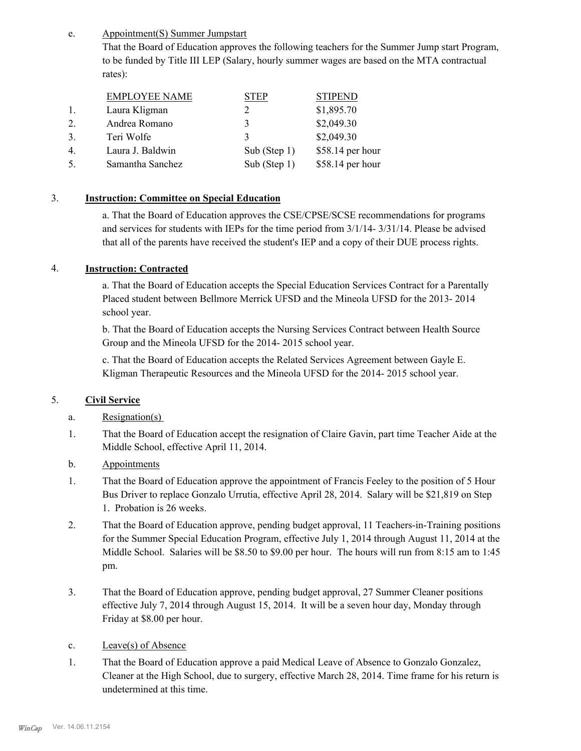e. Appointment(S) Summer Jumpstart

That the Board of Education approves the following teachers for the Summer Jump start Program, to be funded by Title III LEP (Salary, hourly summer wages are based on the MTA contractual rates):

| | EMPLOYEE NAME | STEP | STIPEND |
|---|---|---|---|
| 1. | Laura Kligman | 2 | $1,895.70 |
| 2. | Andrea Romano | 3 | $2,049.30 |
| 3. | Teri Wolfe | 3 | $2,049.30 |
| 4. | Laura J. Baldwin | Sub (Step 1) | $58.14 per hour |
| 5. | Samantha Sanchez | Sub (Step 1) | $58.14 per hour |

3. **Instruction: Committee on Special Education**

a. That the Board of Education approves the CSE/CPSE/SCSE recommendations for programs and services for students with IEPs for the time period from 3/1/14- 3/31/14. Please be advised that all of the parents have received the student's IEP and a copy of their DUE process rights.

4. **Instruction: Contracted**

a. That the Board of Education accepts the Special Education Services Contract for a Parentally Placed student between Bellmore Merrick UFSD and the Mineola UFSD for the 2013- 2014 school year.

b. That the Board of Education accepts the Nursing Services Contract between Health Source Group and the Mineola UFSD for the 2014- 2015 school year.

c. That the Board of Education accepts the Related Services Agreement between Gayle E. Kligman Therapeutic Resources and the Mineola UFSD for the 2014- 2015 school year.

5. **Civil Service**

a. Resignation(s)

1. That the Board of Education accept the resignation of Claire Gavin, part time Teacher Aide at the Middle School, effective April 11, 2014.

b. Appointments

1. That the Board of Education approve the appointment of Francis Feeley to the position of 5 Hour Bus Driver to replace Gonzalo Urrutia, effective April 28, 2014. Salary will be $21,819 on Step 1. Probation is 26 weeks.

2. That the Board of Education approve, pending budget approval, 11 Teachers-in-Training positions for the Summer Special Education Program, effective July 1, 2014 through August 11, 2014 at the Middle School. Salaries will be $8.50 to $9.00 per hour. The hours will run from 8:15 am to 1:45 pm.

3. That the Board of Education approve, pending budget approval, 27 Summer Cleaner positions effective July 7, 2014 through August 15, 2014. It will be a seven hour day, Monday through Friday at $8.00 per hour.

c. Leave(s) of Absence

1. That the Board of Education approve a paid Medical Leave of Absence to Gonzalo Gonzalez, Cleaner at the High School, due to surgery, effective March 28, 2014. Time frame for his return is undetermined at this time.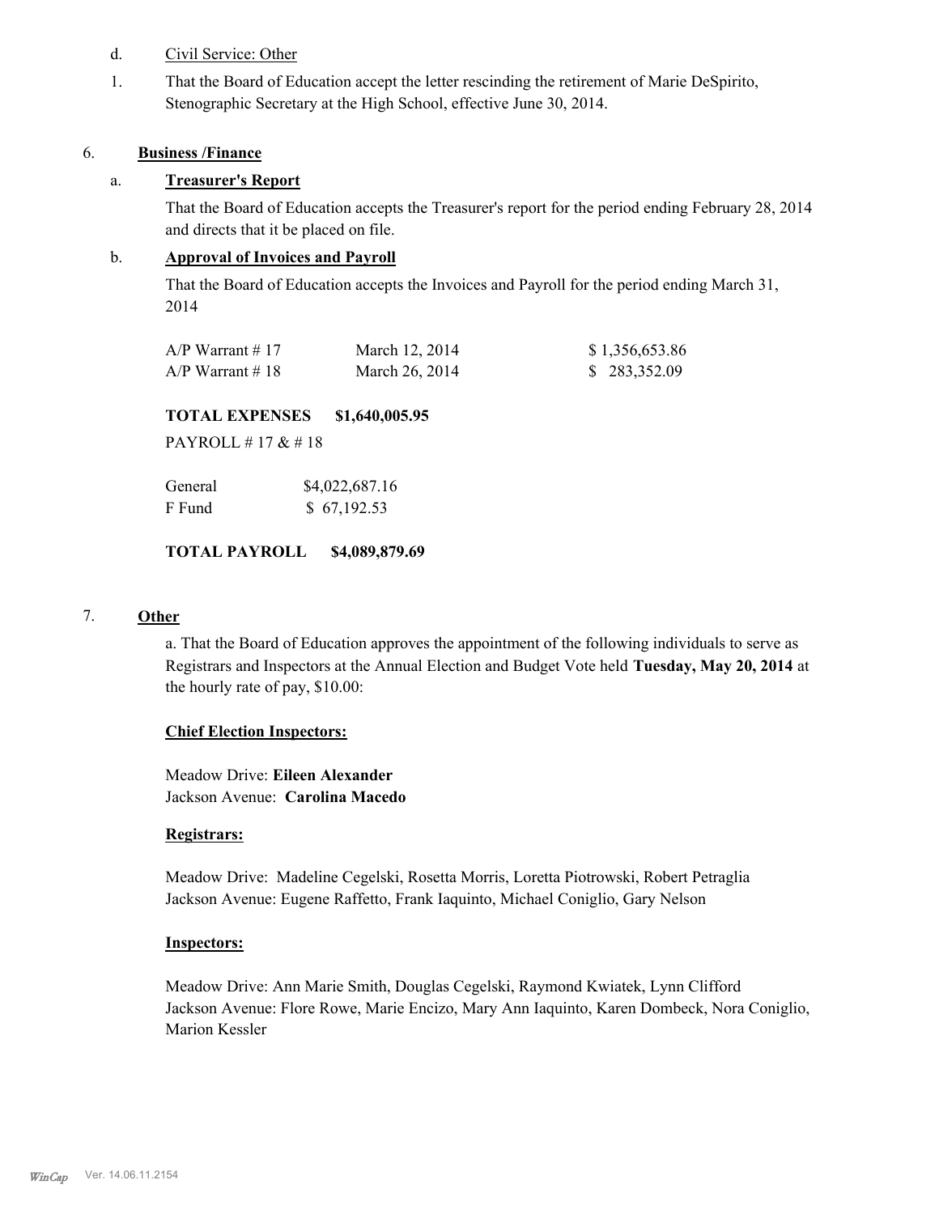d. Civil Service: Other

1. That the Board of Education accept the letter rescinding the retirement of Marie DeSpirito, Stenographic Secretary at the High School, effective June 30, 2014.

## 6. Business /Finance

### a. Treasurer's Report

That the Board of Education accepts the Treasurer's report for the period ending February 28, 2014 and directs that it be placed on file.

### b. Approval of Invoices and Payroll

That the Board of Education accepts the Invoices and Payroll for the period ending March 31, 2014

| | | |
|---|---|---|
| A/P Warrant # 17 | March 12, 2014 | $ 1,356,653.86 |
| A/P Warrant # 18 | March 26, 2014 | $ 283,352.09 |

**TOTAL EXPENSES $1,640,005.95**

PAYROLL # 17 & # 18

| | |
|---|---|
| General | $4,022,687.16 |
| F Fund | $ 67,192.53 |

**TOTAL PAYROLL $4,089,879.69**

## 7. Other

a. That the Board of Education approves the appointment of the following individuals to serve as Registrars and Inspectors at the Annual Election and Budget Vote held **Tuesday, May 20, 2014** at the hourly rate of pay, $10.00:

**Chief Election Inspectors:**

Meadow Drive: **Eileen Alexander**
Jackson Avenue: **Carolina Macedo**

**Registrars:**

Meadow Drive: Madeline Cegelski, Rosetta Morris, Loretta Piotrowski, Robert Petraglia
Jackson Avenue: Eugene Raffetto, Frank Iaquinto, Michael Coniglio, Gary Nelson

**Inspectors:**

Meadow Drive: Ann Marie Smith, Douglas Cegelski, Raymond Kwiatek, Lynn Clifford
Jackson Avenue: Flore Rowe, Marie Encizo, Mary Ann Iaquinto, Karen Dombeck, Nora Coniglio, Marion Kessler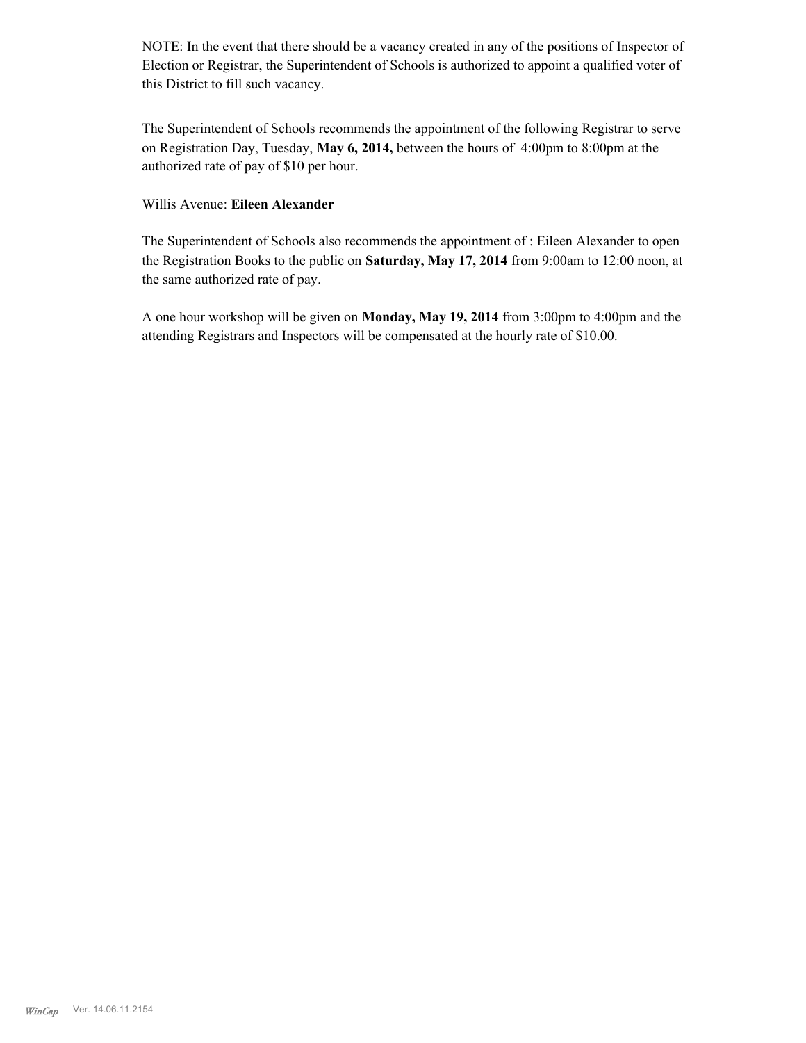NOTE: In the event that there should be a vacancy created in any of the positions of Inspector of Election or Registrar, the Superintendent of Schools is authorized to appoint a qualified voter of this District to fill such vacancy.

The Superintendent of Schools recommends the appointment of the following Registrar to serve on Registration Day, Tuesday, **May 6, 2014,** between the hours of 4:00pm to 8:00pm at the authorized rate of pay of $10 per hour.

Willis Avenue: **Eileen Alexander**

The Superintendent of Schools also recommends the appointment of : Eileen Alexander to open the Registration Books to the public on **Saturday, May 17, 2014** from 9:00am to 12:00 noon, at the same authorized rate of pay.

A one hour workshop will be given on **Monday, May 19, 2014** from 3:00pm to 4:00pm and the attending Registrars and Inspectors will be compensated at the hourly rate of $10.00.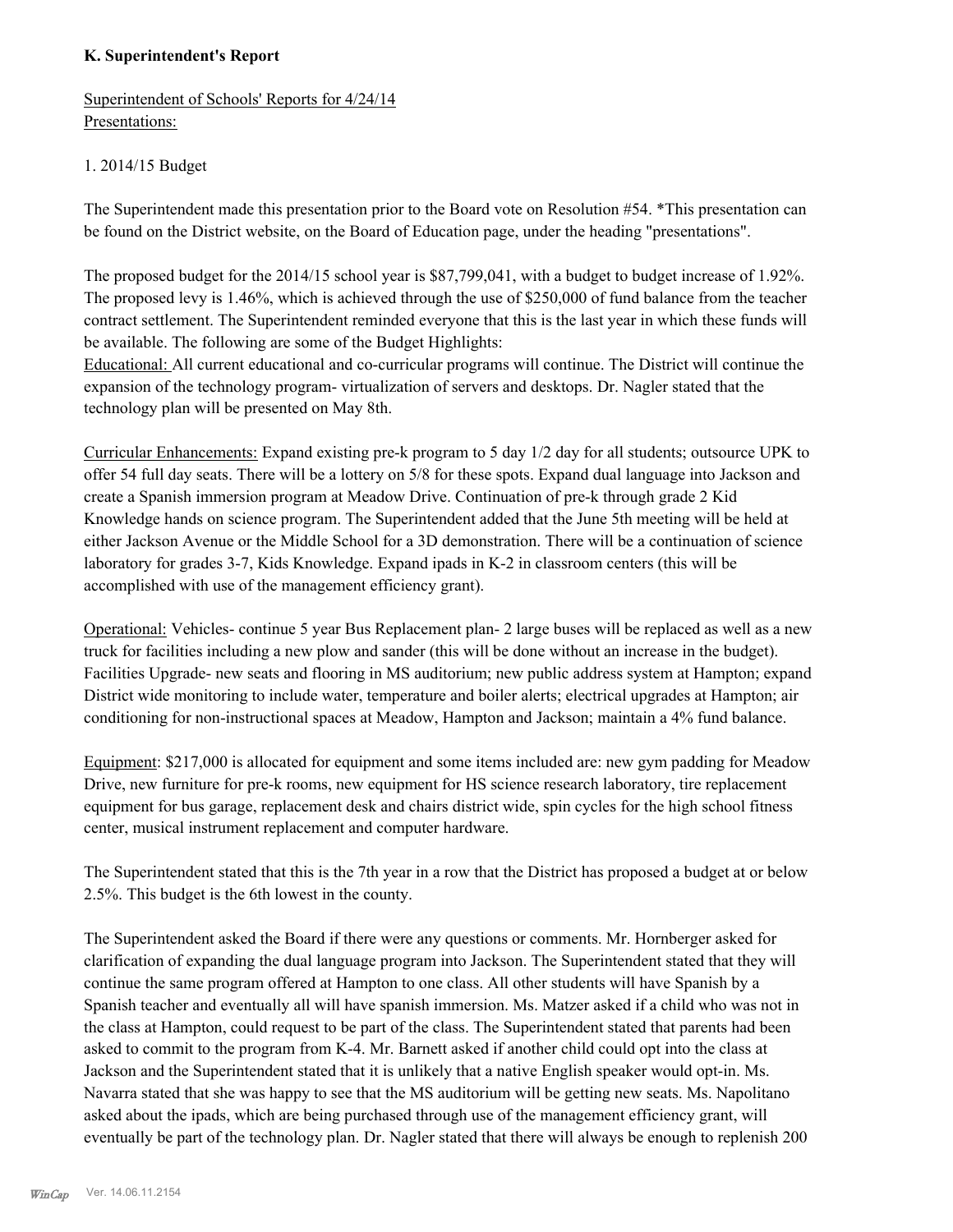### K. Superintendent's Report

Superintendent of Schools' Reports for 4/24/14
Presentations:

1. 2014/15 Budget

The Superintendent made this presentation prior to the Board vote on Resolution #54. *This presentation can be found on the District website, on the Board of Education page, under the heading "presentations".

The proposed budget for the 2014/15 school year is $87,799,041, with a budget to budget increase of 1.92%. The proposed levy is 1.46%, which is achieved through the use of $250,000 of fund balance from the teacher contract settlement. The Superintendent reminded everyone that this is the last year in which these funds will be available. The following are some of the Budget Highlights:
Educational: All current educational and co-curricular programs will continue. The District will continue the expansion of the technology program- virtualization of servers and desktops. Dr. Nagler stated that the technology plan will be presented on May 8th.

Curricular Enhancements: Expand existing pre-k program to 5 day 1/2 day for all students; outsource UPK to offer 54 full day seats. There will be a lottery on 5/8 for these spots. Expand dual language into Jackson and create a Spanish immersion program at Meadow Drive. Continuation of pre-k through grade 2 Kid Knowledge hands on science program. The Superintendent added that the June 5th meeting will be held at either Jackson Avenue or the Middle School for a 3D demonstration. There will be a continuation of science laboratory for grades 3-7, Kids Knowledge. Expand ipads in K-2 in classroom centers (this will be accomplished with use of the management efficiency grant).

Operational: Vehicles- continue 5 year Bus Replacement plan- 2 large buses will be replaced as well as a new truck for facilities including a new plow and sander (this will be done without an increase in the budget). Facilities Upgrade- new seats and flooring in MS auditorium; new public address system at Hampton; expand District wide monitoring to include water, temperature and boiler alerts; electrical upgrades at Hampton; air conditioning for non-instructional spaces at Meadow, Hampton and Jackson; maintain a 4% fund balance.

Equipment: $217,000 is allocated for equipment and some items included are: new gym padding for Meadow Drive, new furniture for pre-k rooms, new equipment for HS science research laboratory, tire replacement equipment for bus garage, replacement desk and chairs district wide, spin cycles for the high school fitness center, musical instrument replacement and computer hardware.

The Superintendent stated that this is the 7th year in a row that the District has proposed a budget at or below 2.5%. This budget is the 6th lowest in the county.

The Superintendent asked the Board if there were any questions or comments. Mr. Hornberger asked for clarification of expanding the dual language program into Jackson. The Superintendent stated that they will continue the same program offered at Hampton to one class. All other students will have Spanish by a Spanish teacher and eventually all will have spanish immersion. Ms. Matzer asked if a child who was not in the class at Hampton, could request to be part of the class. The Superintendent stated that parents had been asked to commit to the program from K-4. Mr. Barnett asked if another child could opt into the class at Jackson and the Superintendent stated that it is unlikely that a native English speaker would opt-in. Ms. Navarra stated that she was happy to see that the MS auditorium will be getting new seats. Ms. Napolitano asked about the ipads, which are being purchased through use of the management efficiency grant, will eventually be part of the technology plan. Dr. Nagler stated that there will always be enough to replenish 200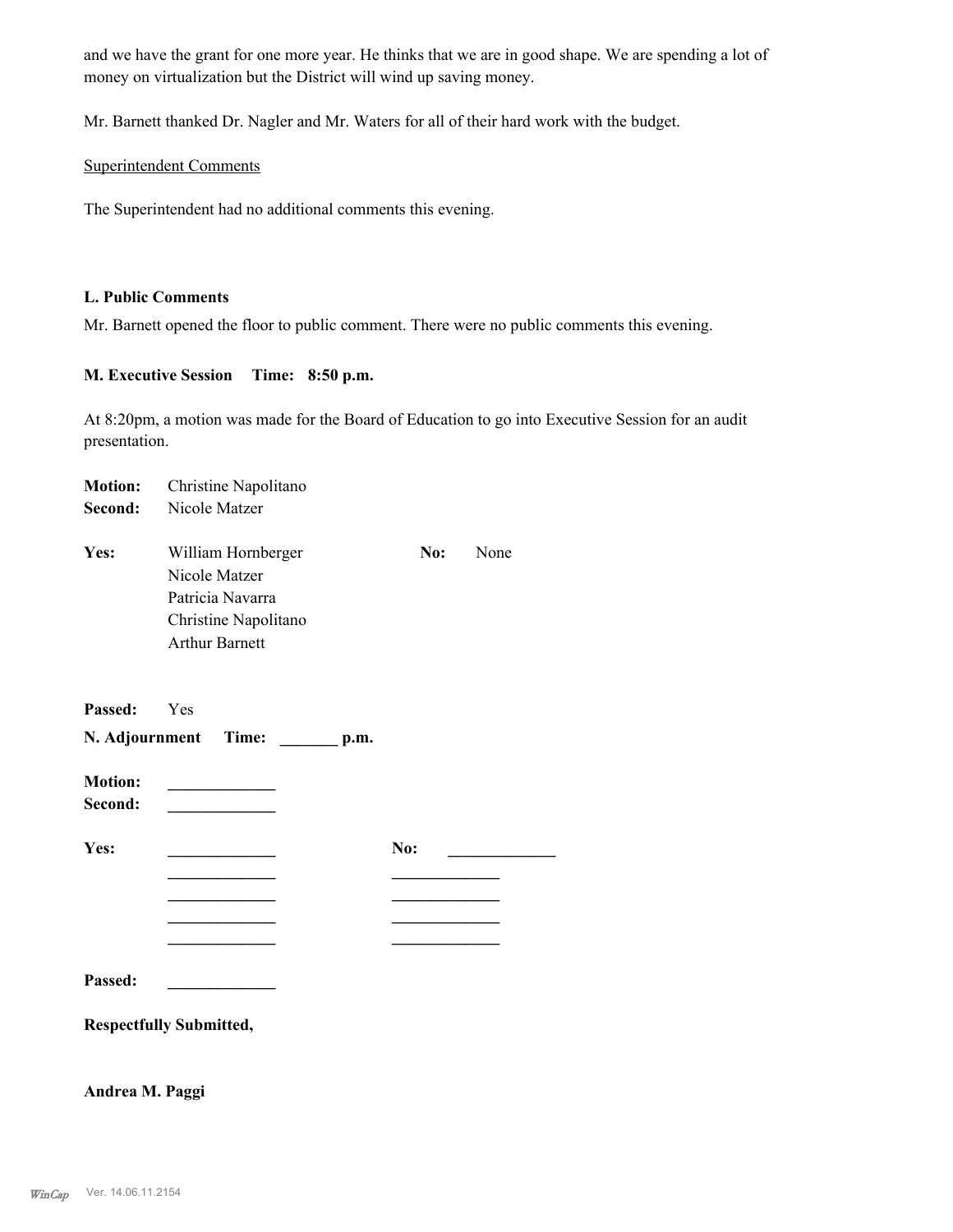and we have the grant for one more year. He thinks that we are in good shape. We are spending a lot of money on virtualization but the District will wind up saving money.

Mr. Barnett thanked Dr. Nagler and Mr. Waters for all of their hard work with the budget.

Superintendent Comments

The Superintendent had no additional comments this evening.

**L. Public Comments**

Mr. Barnett opened the floor to public comment. There were no public comments this evening.

**M. Executive Session Time: 8:50 p.m.**

At 8:20pm, a motion was made for the Board of Education to go into Executive Session for an audit presentation.

**Motion:** Christine Napolitano
**Second:** Nicole Matzer

| | | | |
|---|---|---|---|
| **Yes:** | William Hornberger | **No:** | None |
| | Nicole Matzer | | |
| | Patricia Navarra | | |
| | Christine Napolitano | | |
| | Arthur Barnett | | |

**Passed:** Yes

**N. Adjournment Time: _______ p.m.**

**Motion:** _____________
**Second:** _____________

| | | | |
|---|---|---|---|
| **Yes:** | _____________ | **No:** | _____________ |
| | _____________ | | _____________ |
| | _____________ | | _____________ |
| | _____________ | | _____________ |
| | _____________ | | _____________ |

**Passed:** _____________

**Respectfully Submitted,**

**Andrea M. Paggi**